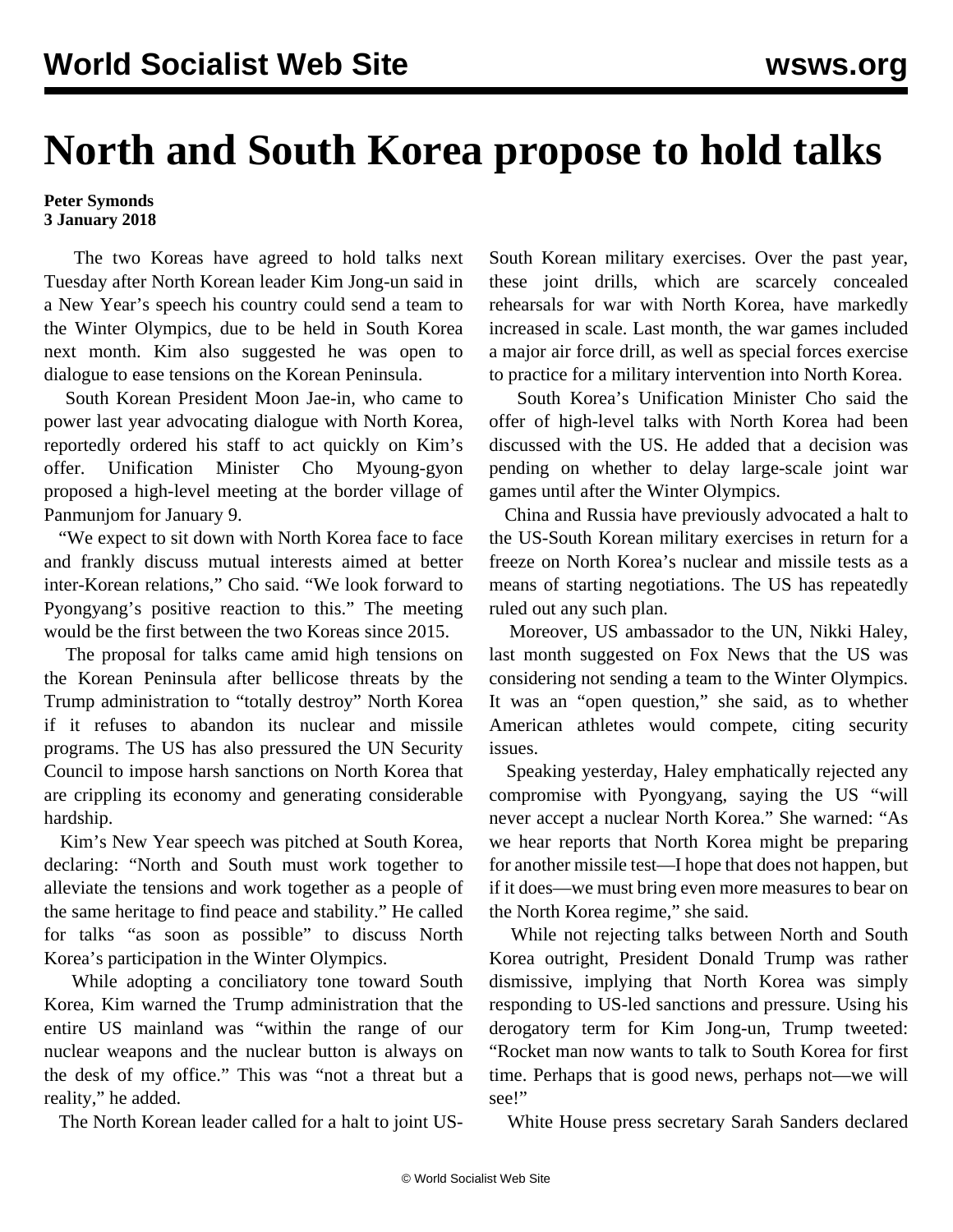# North and South Korea propose to hold talks

**Peter Symonds**
**3 January 2018**

The two Koreas have agreed to hold talks next Tuesday after North Korean leader Kim Jong-un said in a New Year's speech his country could send a team to the Winter Olympics, due to be held in South Korea next month. Kim also suggested he was open to dialogue to ease tensions on the Korean Peninsula.

South Korean President Moon Jae-in, who came to power last year advocating dialogue with North Korea, reportedly ordered his staff to act quickly on Kim's offer. Unification Minister Cho Myoung-gyon proposed a high-level meeting at the border village of Panmunjom for January 9.

"We expect to sit down with North Korea face to face and frankly discuss mutual interests aimed at better inter-Korean relations," Cho said. "We look forward to Pyongyang's positive reaction to this." The meeting would be the first between the two Koreas since 2015.

The proposal for talks came amid high tensions on the Korean Peninsula after bellicose threats by the Trump administration to "totally destroy" North Korea if it refuses to abandon its nuclear and missile programs. The US has also pressured the UN Security Council to impose harsh sanctions on North Korea that are crippling its economy and generating considerable hardship.

Kim's New Year speech was pitched at South Korea, declaring: "North and South must work together to alleviate the tensions and work together as a people of the same heritage to find peace and stability." He called for talks "as soon as possible" to discuss North Korea's participation in the Winter Olympics.

While adopting a conciliatory tone toward South Korea, Kim warned the Trump administration that the entire US mainland was "within the range of our nuclear weapons and the nuclear button is always on the desk of my office." This was "not a threat but a reality," he added.

The North Korean leader called for a halt to joint US-South Korean military exercises. Over the past year, these joint drills, which are scarcely concealed rehearsals for war with North Korea, have markedly increased in scale. Last month, the war games included a major air force drill, as well as special forces exercise to practice for a military intervention into North Korea.

South Korea's Unification Minister Cho said the offer of high-level talks with North Korea had been discussed with the US. He added that a decision was pending on whether to delay large-scale joint war games until after the Winter Olympics.

China and Russia have previously advocated a halt to the US-South Korean military exercises in return for a freeze on North Korea's nuclear and missile tests as a means of starting negotiations. The US has repeatedly ruled out any such plan.

Moreover, US ambassador to the UN, Nikki Haley, last month suggested on Fox News that the US was considering not sending a team to the Winter Olympics. It was an "open question," she said, as to whether American athletes would compete, citing security issues.

Speaking yesterday, Haley emphatically rejected any compromise with Pyongyang, saying the US "will never accept a nuclear North Korea." She warned: "As we hear reports that North Korea might be preparing for another missile test—I hope that does not happen, but if it does—we must bring even more measures to bear on the North Korea regime," she said.

While not rejecting talks between North and South Korea outright, President Donald Trump was rather dismissive, implying that North Korea was simply responding to US-led sanctions and pressure. Using his derogatory term for Kim Jong-un, Trump tweeted: "Rocket man now wants to talk to South Korea for first time. Perhaps that is good news, perhaps not—we will see!"

White House press secretary Sarah Sanders declared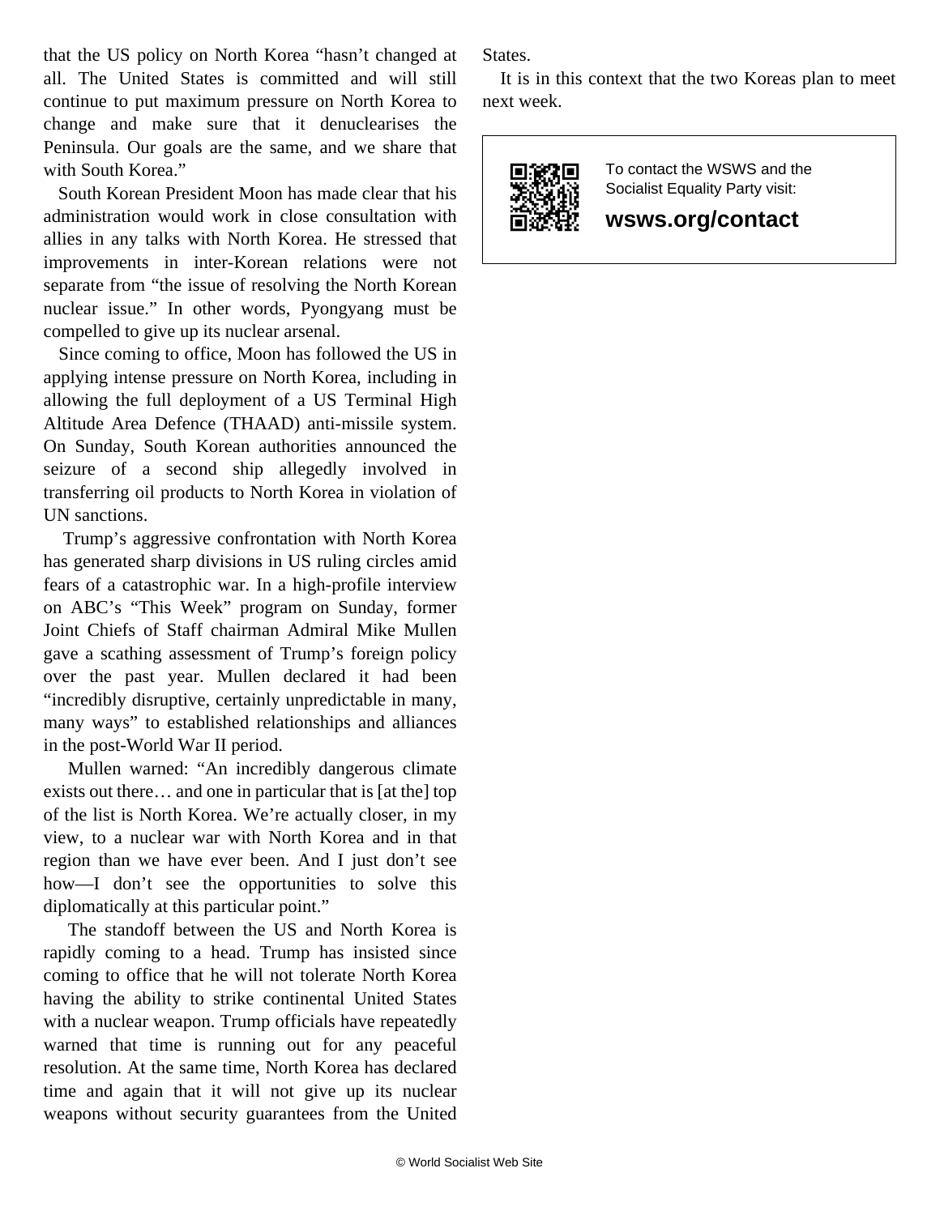that the US policy on North Korea "hasn't changed at all. The United States is committed and will still continue to put maximum pressure on North Korea to change and make sure that it denuclearises the Peninsula. Our goals are the same, and we share that with South Korea."

South Korean President Moon has made clear that his administration would work in close consultation with allies in any talks with North Korea. He stressed that improvements in inter-Korean relations were not separate from "the issue of resolving the North Korean nuclear issue." In other words, Pyongyang must be compelled to give up its nuclear arsenal.

Since coming to office, Moon has followed the US in applying intense pressure on North Korea, including in allowing the full deployment of a US Terminal High Altitude Area Defence (THAAD) anti-missile system. On Sunday, South Korean authorities announced the seizure of a second ship allegedly involved in transferring oil products to North Korea in violation of UN sanctions.

Trump's aggressive confrontation with North Korea has generated sharp divisions in US ruling circles amid fears of a catastrophic war. In a high-profile interview on ABC's "This Week" program on Sunday, former Joint Chiefs of Staff chairman Admiral Mike Mullen gave a scathing assessment of Trump's foreign policy over the past year. Mullen declared it had been "incredibly disruptive, certainly unpredictable in many, many ways" to established relationships and alliances in the post-World War II period.

Mullen warned: "An incredibly dangerous climate exists out there… and one in particular that is [at the] top of the list is North Korea. We're actually closer, in my view, to a nuclear war with North Korea and in that region than we have ever been. And I just don't see how—I don't see the opportunities to solve this diplomatically at this particular point."

The standoff between the US and North Korea is rapidly coming to a head. Trump has insisted since coming to office that he will not tolerate North Korea having the ability to strike continental United States with a nuclear weapon. Trump officials have repeatedly warned that time is running out for any peaceful resolution. At the same time, North Korea has declared time and again that it will not give up its nuclear weapons without security guarantees from the United States.

It is in this context that the two Koreas plan to meet next week.

To contact the WSWS and the Socialist Equality Party visit:

**wsws.org/contact**